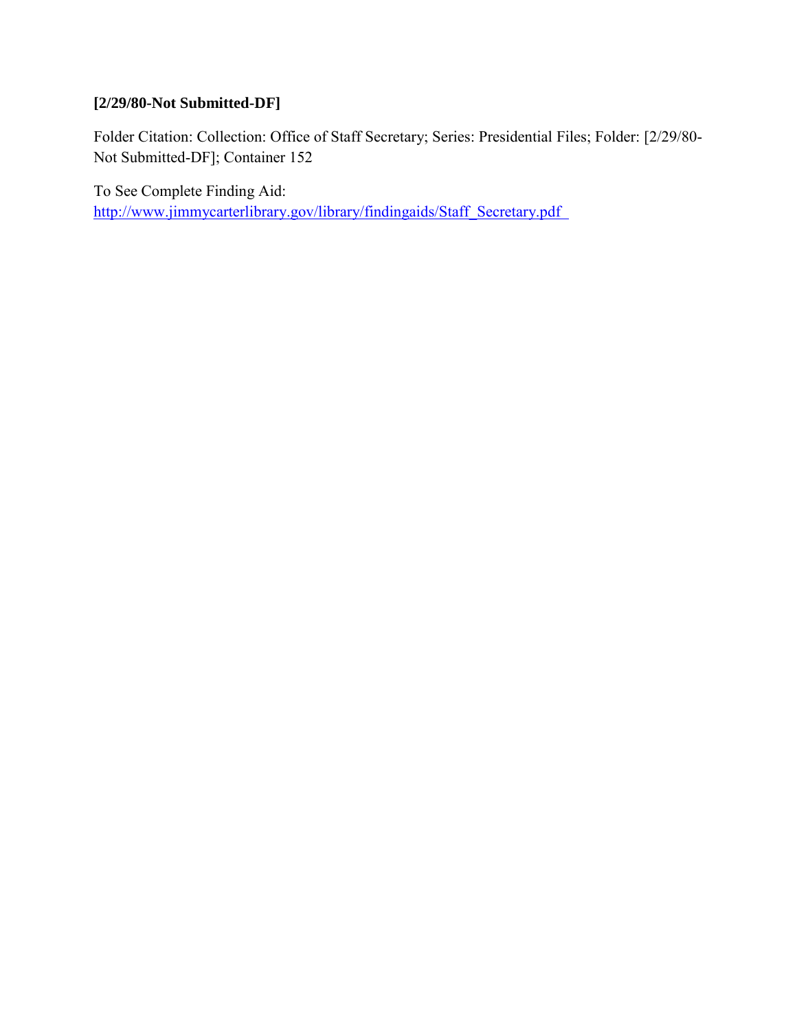**[2/29/80-Not Submitted-DF]**

Folder Citation: Collection: Office of Staff Secretary; Series: Presidential Files; Folder: [2/29/80-Not Submitted-DF]; Container 152

To See Complete Finding Aid:
http://www.jimmycarterlibrary.gov/library/findingaids/Staff_Secretary.pdf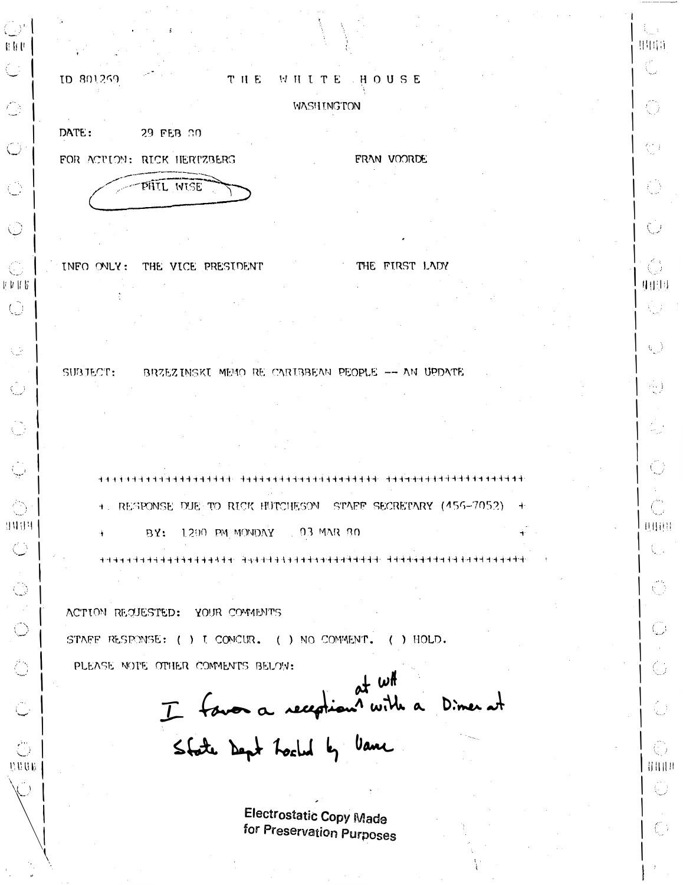ID 801269

# THE WHITE HOUSE

WASHINGTON

DATE: 29 FEB 80

FOR ACTION: RICK HERTZBERG                FRAN VOORDE

PHIL WISE

INFO ONLY: THE VICE PRESIDENT                THE FIRST LADY

SUBJECT: BRZEZINSKI MEMO RE CARIBBEAN PEOPLE -- AN UPDATE

+++++++++++++++++++++++++++++++++++++++++++++++++++++++++++++++

\+ RESPONSE DUE TO RICK HUTCHESON STAFF SECRETARY (456-7052) +

\+ BY: 1200 PM MONDAY 03 MAR 80 +

+++++++++++++++++++++++++++++++++++++++++++++++++++++++++++++++

ACTION REQUESTED: YOUR COMMENTS

STAFF RESPONSE: ( ) I CONCUR. ( ) NO COMMENT. ( ) HOLD.

PLEASE NOTE OTHER COMMENTS BELOW:

I favor a reception at WH with a Dinner at State Dept hosted by Vance

Electrostatic Copy Made for Preservation Purposes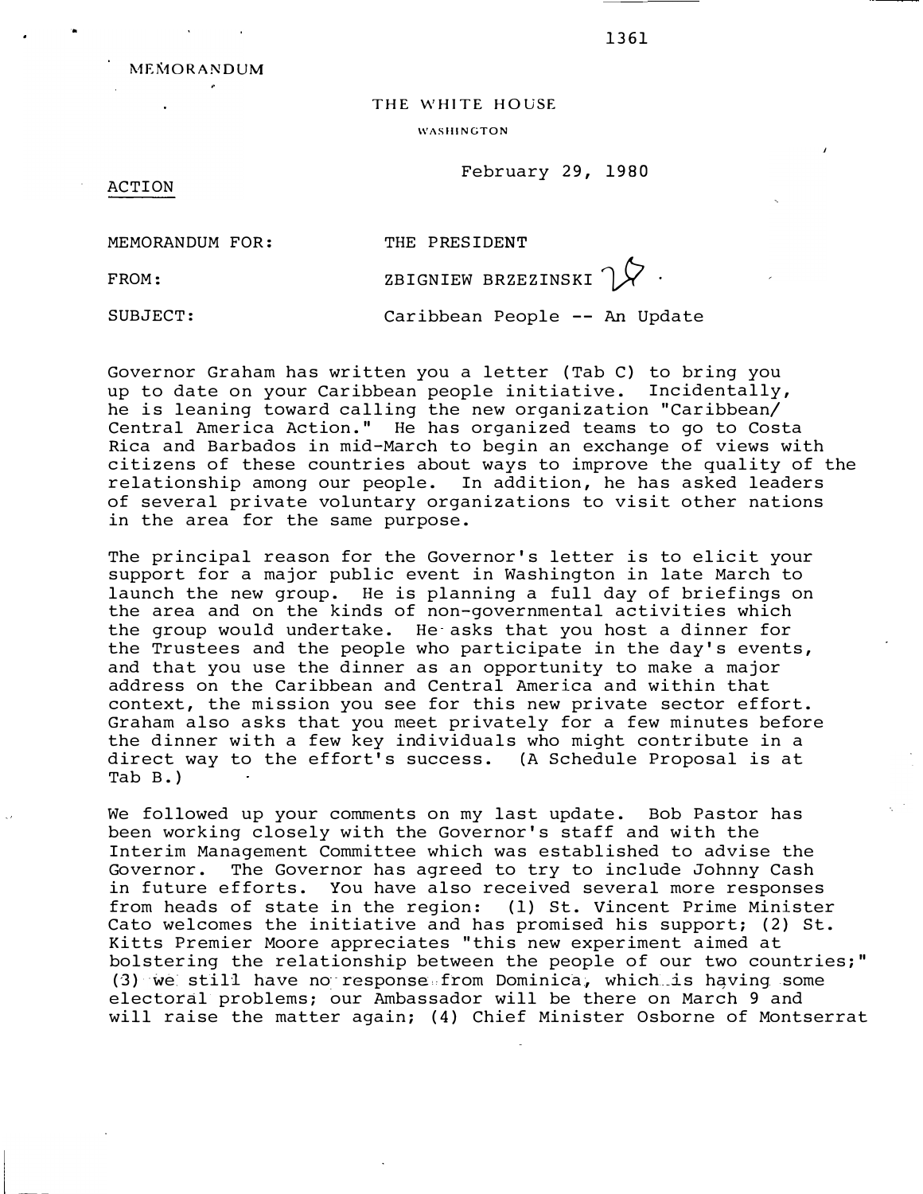1361

MEMORANDUM

THE WHITE HOUSE

WASHINGTON

February 29, 1980

ACTION

MEMORANDUM FOR: THE PRESIDENT

FROM: ZBIGNIEW BRZEZINSKI

SUBJECT: Caribbean People -- An Update

Governor Graham has written you a letter (Tab C) to bring you up to date on your Caribbean people initiative. Incidentally, he is leaning toward calling the new organization "Caribbean/Central America Action." He has organized teams to go to Costa Rica and Barbados in mid-March to begin an exchange of views with citizens of these countries about ways to improve the quality of the relationship among our people. In addition, he has asked leaders of several private voluntary organizations to visit other nations in the area for the same purpose.

The principal reason for the Governor's letter is to elicit your support for a major public event in Washington in late March to launch the new group. He is planning a full day of briefings on the area and on the kinds of non-governmental activities which the group would undertake. He asks that you host a dinner for the Trustees and the people who participate in the day's events, and that you use the dinner as an opportunity to make a major address on the Caribbean and Central America and within that context, the mission you see for this new private sector effort. Graham also asks that you meet privately for a few minutes before the dinner with a few key individuals who might contribute in a direct way to the effort's success. (A Schedule Proposal is at Tab B.)

We followed up your comments on my last update. Bob Pastor has been working closely with the Governor's staff and with the Interim Management Committee which was established to advise the Governor. The Governor has agreed to try to include Johnny Cash in future efforts. You have also received several more responses from heads of state in the region: (1) St. Vincent Prime Minister Cato welcomes the initiative and has promised his support; (2) St. Kitts Premier Moore appreciates "this new experiment aimed at bolstering the relationship between the people of our two countries;" (3) we still have no response from Dominica, which is having some electoral problems; our Ambassador will be there on March 9 and will raise the matter again; (4) Chief Minister Osborne of Montserrat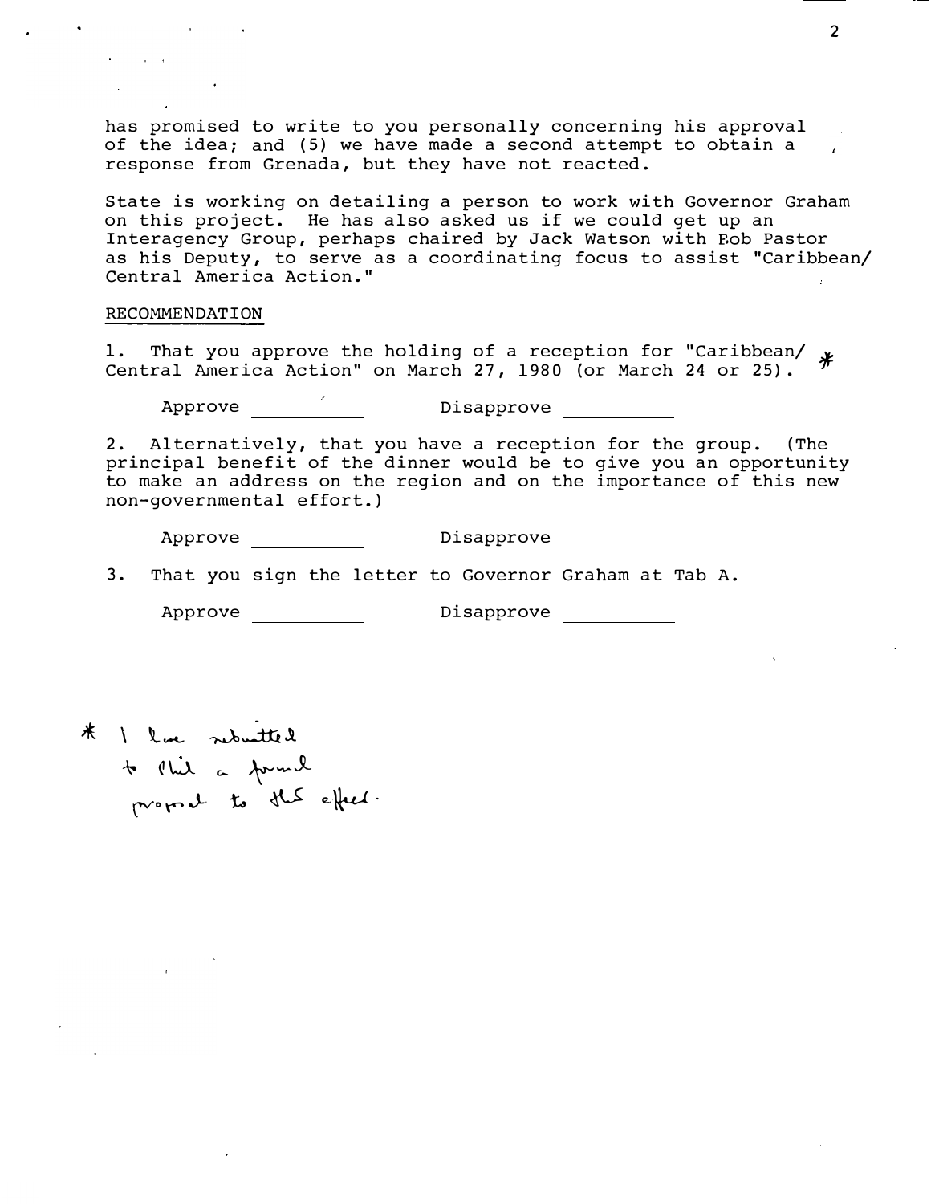has promised to write to you personally concerning his approval of the idea; and (5) we have made a second attempt to obtain a response from Grenada, but they have not reacted.

State is working on detailing a person to work with Governor Graham on this project. He has also asked us if we could get up an Interagency Group, perhaps chaired by Jack Watson with Bob Pastor as his Deputy, to serve as a coordinating focus to assist "Caribbean/ Central America Action."

RECOMMENDATION

1. That you approve the holding of a reception for "Caribbean/ Central America Action" on March 27, 1980 (or March 24 or 25). *

Approve ______ Disapprove ______

2. Alternatively, that you have a reception for the group. (The principal benefit of the dinner would be to give you an opportunity to make an address on the region and on the importance of this new non-governmental effort.)

Approve ______ Disapprove ______

3. That you sign the letter to Governor Graham at Tab A.

Approve ______ Disapprove ______

\* I have submitted to Phil a formal proposal to this effect.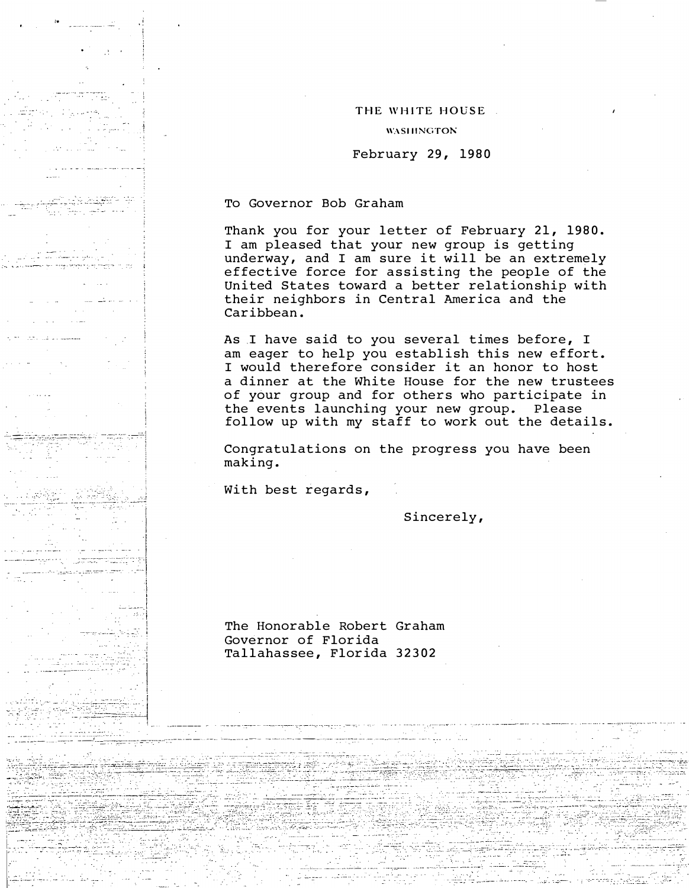THE WHITE HOUSE

WASHINGTON

February 29, 1980

To Governor Bob Graham

Thank you for your letter of February 21, 1980. I am pleased that your new group is getting underway, and I am sure it will be an extremely effective force for assisting the people of the United States toward a better relationship with their neighbors in Central America and the Caribbean.

As I have said to you several times before, I am eager to help you establish this new effort. I would therefore consider it an honor to host a dinner at the White House for the new trustees of your group and for others who participate in the events launching your new group. Please follow up with my staff to work out the details.

Congratulations on the progress you have been making.

With best regards,

Sincerely,

The Honorable Robert Graham
Governor of Florida
Tallahassee, Florida 32302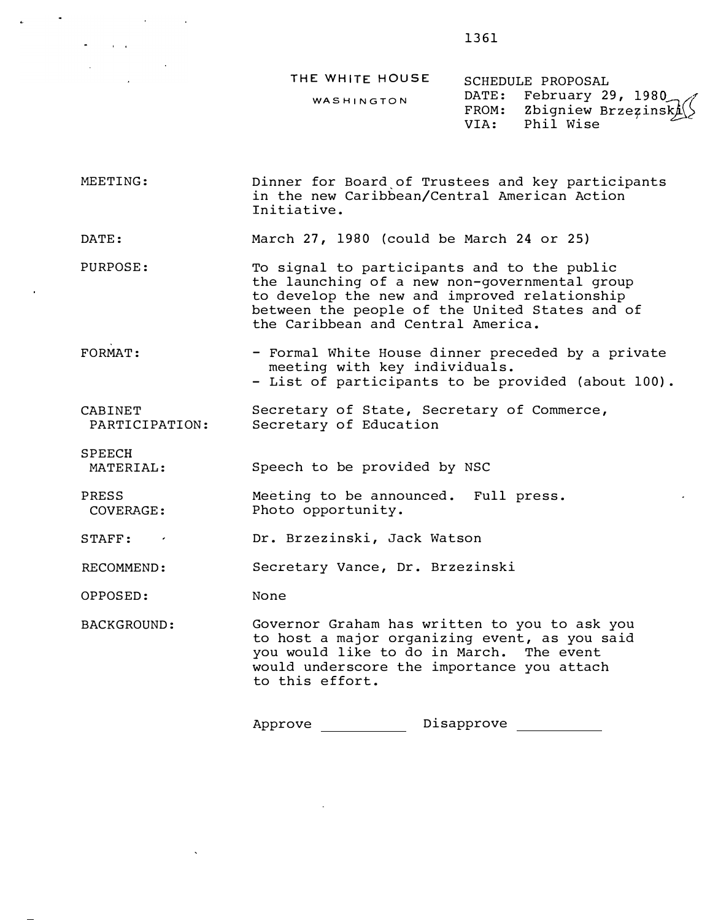1361

THE WHITE HOUSE

WASHINGTON

SCHEDULE PROPOSAL
DATE: February 29, 1980
FROM: Zbigniew Brzezinski
VIA: Phil Wise

| | |
|---|---|
| MEETING: | Dinner for Board of Trustees and key participants in the new Caribbean/Central American Action Initiative. |
| DATE: | March 27, 1980 (could be March 24 or 25) |
| PURPOSE: | To signal to participants and to the public the launching of a new non-governmental group to develop the new and improved relationship between the people of the United States and of the Caribbean and Central America. |
| FORMAT: | - Formal White House dinner preceded by a private meeting with key individuals.<br>- List of participants to be provided (about 100). |
| CABINET PARTICIPATION: | Secretary of State, Secretary of Commerce, Secretary of Education |
| SPEECH MATERIAL: | Speech to be provided by NSC |
| PRESS COVERAGE: | Meeting to be announced. Full press. Photo opportunity. |
| STAFF: | Dr. Brzezinski, Jack Watson |
| RECOMMEND: | Secretary Vance, Dr. Brzezinski |
| OPPOSED: | None |
| BACKGROUND: | Governor Graham has written to you to ask you to host a major organizing event, as you said you would like to do in March. The event would underscore the importance you attach to this effort. |

Approve __________ Disapprove __________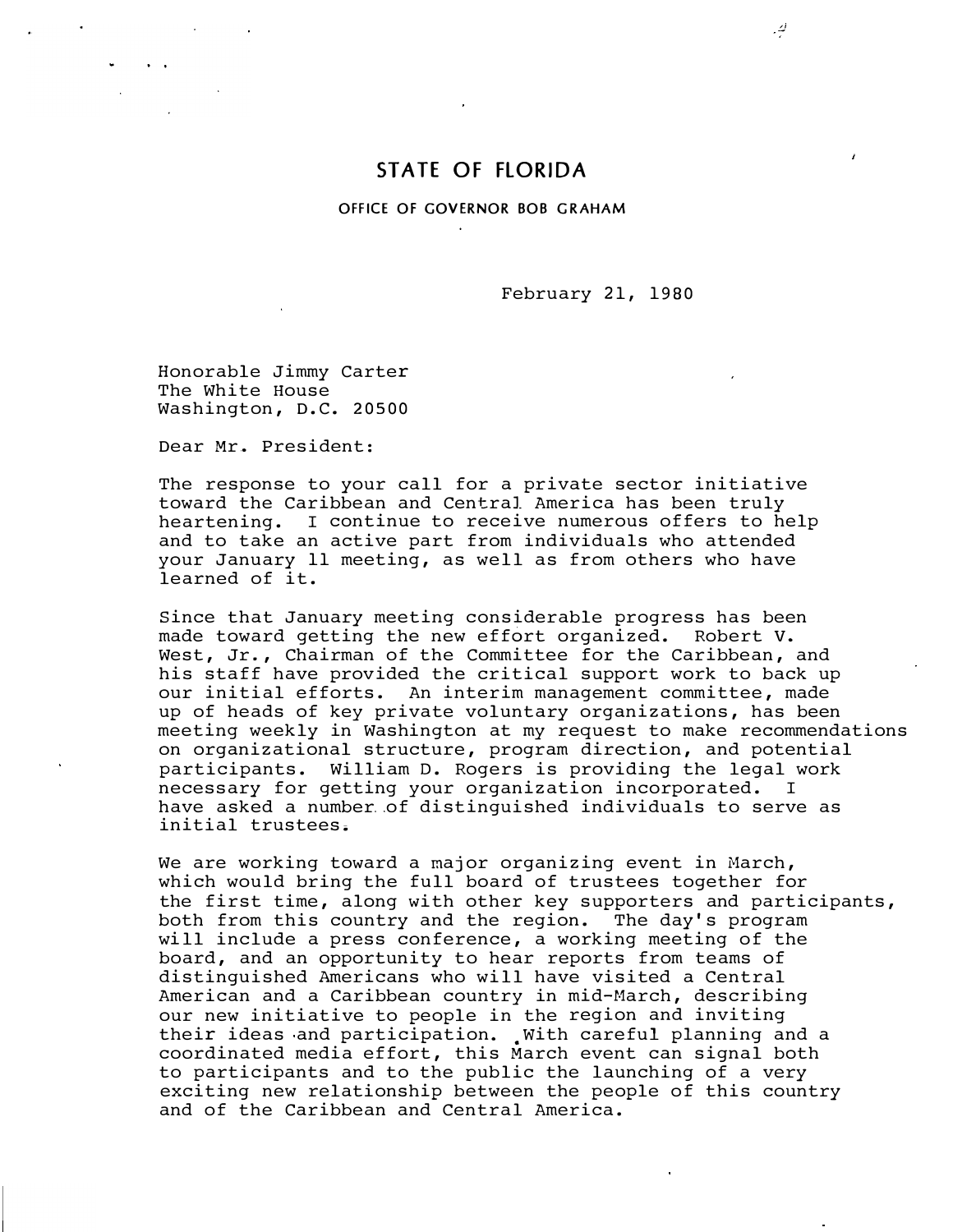# STATE OF FLORIDA

OFFICE OF GOVERNOR BOB GRAHAM

February 21, 1980

Honorable Jimmy Carter
The White House
Washington, D.C. 20500

Dear Mr. President:

The response to your call for a private sector initiative toward the Caribbean and Central America has been truly heartening. I continue to receive numerous offers to help and to take an active part from individuals who attended your January 11 meeting, as well as from others who have learned of it.

Since that January meeting considerable progress has been made toward getting the new effort organized. Robert V. West, Jr., Chairman of the Committee for the Caribbean, and his staff have provided the critical support work to back up our initial efforts. An interim management committee, made up of heads of key private voluntary organizations, has been meeting weekly in Washington at my request to make recommendations on organizational structure, program direction, and potential participants. William D. Rogers is providing the legal work necessary for getting your organization incorporated. I have asked a number of distinguished individuals to serve as initial trustees.

We are working toward a major organizing event in March, which would bring the full board of trustees together for the first time, along with other key supporters and participants, both from this country and the region. The day's program will include a press conference, a working meeting of the board, and an opportunity to hear reports from teams of distinguished Americans who will have visited a Central American and a Caribbean country in mid-March, describing our new initiative to people in the region and inviting their ideas and participation. With careful planning and a coordinated media effort, this March event can signal both to participants and to the public the launching of a very exciting new relationship between the people of this country and of the Caribbean and Central America.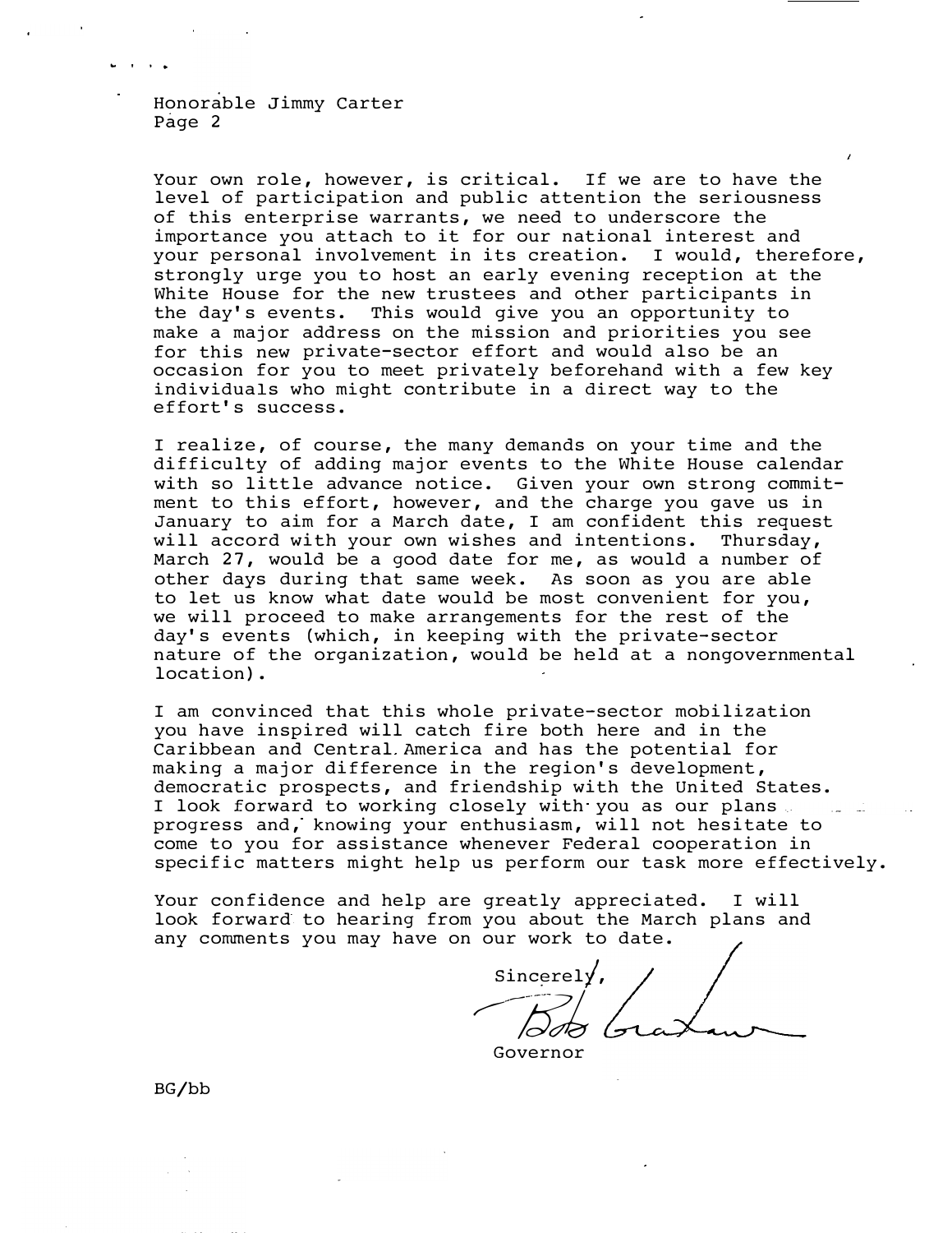Honorable Jimmy Carter
Page 2

Your own role, however, is critical. If we are to have the level of participation and public attention the seriousness of this enterprise warrants, we need to underscore the importance you attach to it for our national interest and your personal involvement in its creation. I would, therefore, strongly urge you to host an early evening reception at the White House for the new trustees and other participants in the day's events. This would give you an opportunity to make a major address on the mission and priorities you see for this new private-sector effort and would also be an occasion for you to meet privately beforehand with a few key individuals who might contribute in a direct way to the effort's success.

I realize, of course, the many demands on your time and the difficulty of adding major events to the White House calendar with so little advance notice. Given your own strong commitment to this effort, however, and the charge you gave us in January to aim for a March date, I am confident this request will accord with your own wishes and intentions. Thursday, March 27, would be a good date for me, as would a number of other days during that same week. As soon as you are able to let us know what date would be most convenient for you, we will proceed to make arrangements for the rest of the day's events (which, in keeping with the private-sector nature of the organization, would be held at a nongovernmental location).

I am convinced that this whole private-sector mobilization you have inspired will catch fire both here and in the Caribbean and Central America and has the potential for making a major difference in the region's development, democratic prospects, and friendship with the United States. I look forward to working closely with you as our plans progress and, knowing your enthusiasm, will not hesitate to come to you for assistance whenever Federal cooperation in specific matters might help us perform our task more effectively.

Your confidence and help are greatly appreciated. I will look forward to hearing from you about the March plans and any comments you may have on our work to date.

Sincerely,

Bob Graham

Governor

BG/bb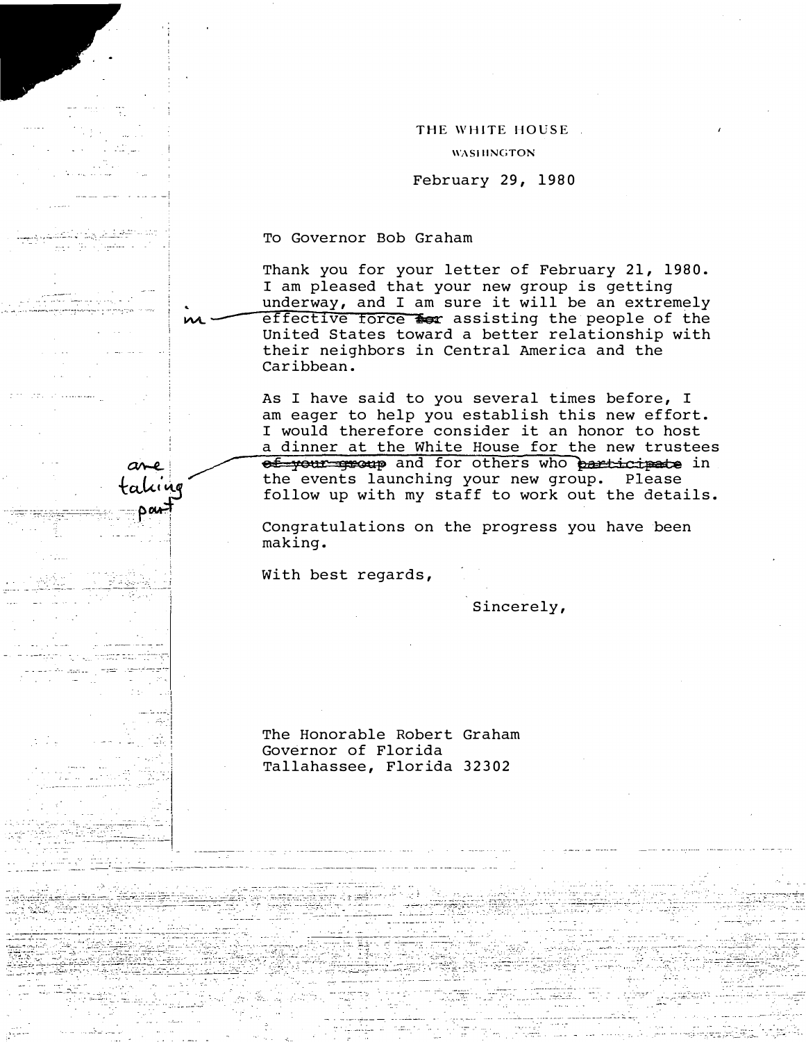THE WHITE HOUSE

WASHINGTON

February 29, 1980

To Governor Bob Graham

Thank you for your letter of February 21, 1980. I am pleased that your new group is getting underway, and I am sure it will be an extremely effective force ~~for~~ in assisting the people of the United States toward a better relationship with their neighbors in Central America and the Caribbean.

As I have said to you several times before, I am eager to help you establish this new effort. I would therefore consider it an honor to host a dinner at the White House for the new trustees ~~of your group~~ and for others who ~~participate~~ are taking part in the events launching your new group. Please follow up with my staff to work out the details.

Congratulations on the progress you have been making.

With best regards,

Sincerely,

The Honorable Robert Graham
Governor of Florida
Tallahassee, Florida 32302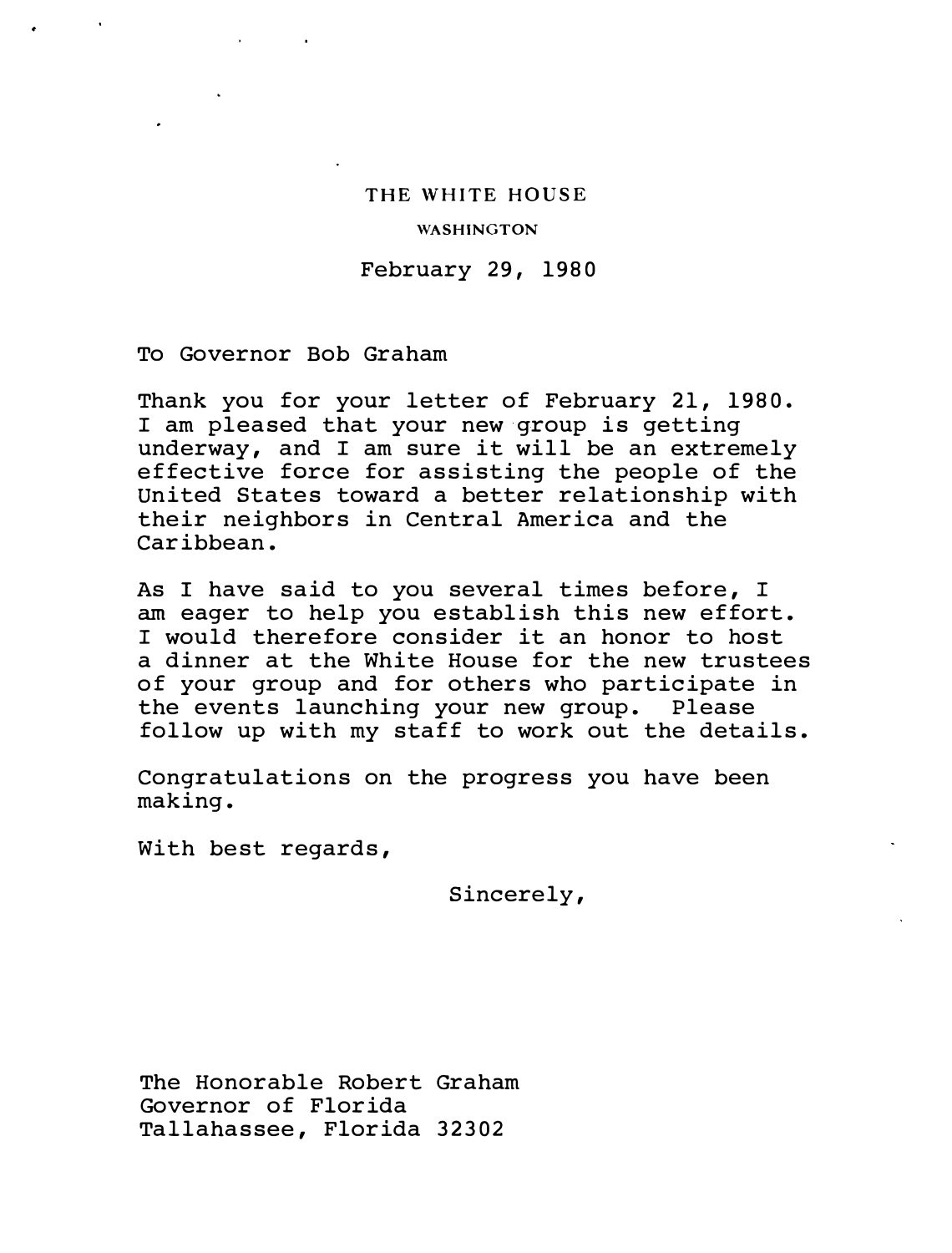THE WHITE HOUSE

WASHINGTON

February 29, 1980

To Governor Bob Graham

Thank you for your letter of February 21, 1980. I am pleased that your new group is getting underway, and I am sure it will be an extremely effective force for assisting the people of the United States toward a better relationship with their neighbors in Central America and the Caribbean.

As I have said to you several times before, I am eager to help you establish this new effort. I would therefore consider it an honor to host a dinner at the White House for the new trustees of your group and for others who participate in the events launching your new group. Please follow up with my staff to work out the details.

Congratulations on the progress you have been making.

With best regards,

Sincerely,

The Honorable Robert Graham  
Governor of Florida  
Tallahassee, Florida 32302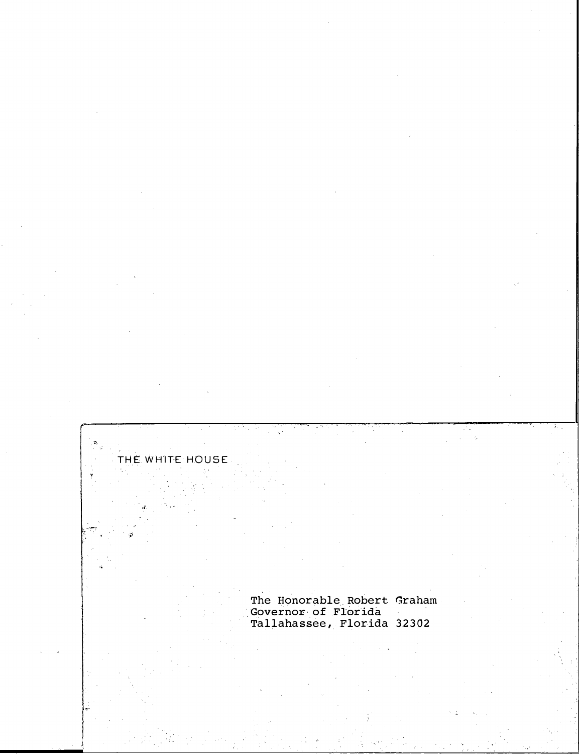THE WHITE HOUSE

The Honorable Robert Graham
Governor of Florida
Tallahassee, Florida 32302